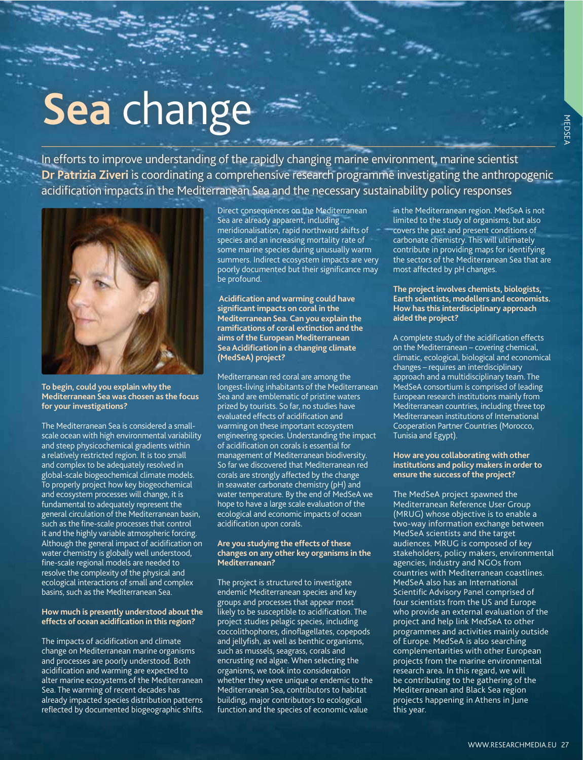# Sea change

In efforts to improve understanding of the rapidly changing marine environment, marine scientist **Dr Patrizia Ziveri** is coordinating a comprehensive research programme investigating the anthropogenic acidification impacts in the Mediterranean Sea and the necessary sustainability policy responses

**To begin, could you explain why the Mediterranean Sea was chosen as the focus for your investigations?**

The Mediterranean Sea is considered a small-scale ocean with high environmental variability and steep physicochemical gradients within a relatively restricted region. It is too small and complex to be adequately resolved in global-scale biogeochemical climate models. To properly project how key biogeochemical and ecosystem processes will change, it is fundamental to adequately represent the general circulation of the Mediterranean basin, such as the fine-scale processes that control it and the highly variable atmospheric forcing. Although the general impact of acidification on water chemistry is globally well understood, fine-scale regional models are needed to resolve the complexity of the physical and ecological interactions of small and complex basins, such as the Mediterranean Sea.

**How much is presently understood about the effects of ocean acidification in this region?**

The impacts of acidification and climate change on Mediterranean marine organisms and processes are poorly understood. Both acidification and warming are expected to alter marine ecosystems of the Mediterranean Sea. The warming of recent decades has already impacted species distribution patterns reflected by documented biogeographic shifts. Direct consequences on the Mediterranean Sea are already apparent, including meridionalisation, rapid northward shifts of species and an increasing mortality rate of some marine species during unusually warm summers. Indirect ecosystem impacts are very poorly documented but their significance may be profound.

**Acidification and warming could have significant impacts on coral in the Mediterranean Sea. Can you explain the ramifications of coral extinction and the aims of the European Mediterranean Sea Acidification in a changing climate (MedSeA) project?**

Mediterranean red coral are among the longest-living inhabitants of the Mediterranean Sea and are emblematic of pristine waters prized by tourists. So far, no studies have evaluated effects of acidification and warming on these important ecosystem engineering species. Understanding the impact of acidification on corals is essential for management of Mediterranean biodiversity. So far we discovered that Mediterranean red corals are strongly affected by the change in seawater carbonate chemistry (pH) and water temperature. By the end of MedSeA we hope to have a large scale evaluation of the ecological and economic impacts of ocean acidification upon corals.

**Are you studying the effects of these changes on any other key organisms in the Mediterranean?**

The project is structured to investigate endemic Mediterranean species and key groups and processes that appear most likely to be susceptible to acidification. The project studies pelagic species, including coccolithophores, dinoflagellates, copepods and jellyfish, as well as benthic organisms, such as mussels, seagrass, corals and encrusting red algae. When selecting the organisms, we took into consideration whether they were unique or endemic to the Mediterranean Sea, contributors to habitat building, major contributors to ecological function and the species of economic value in the Mediterranean region. MedSeA is not limited to the study of organisms, but also covers the past and present conditions of carbonate chemistry. This will ultimately contribute in providing maps for identifying the sectors of the Mediterranean Sea that are most affected by pH changes.

**The project involves chemists, biologists, Earth scientists, modellers and economists. How has this interdisciplinary approach aided the project?**

A complete study of the acidification effects on the Mediterranean – covering chemical, climatic, ecological, biological and economical changes – requires an interdisciplinary approach and a multidisciplinary team. The MedSeA consortium is comprised of leading European research institutions mainly from Mediterranean countries, including three top Mediterranean institutions of International Cooperation Partner Countries (Morocco, Tunisia and Egypt).

**How are you collaborating with other institutions and policy makers in order to ensure the success of the project?**

The MedSeA project spawned the Mediterranean Reference User Group (MRUG) whose objective is to enable a two-way information exchange between MedSeA scientists and the target audiences. MRUG is composed of key stakeholders, policy makers, environmental agencies, industry and NGOs from countries with Mediterranean coastlines. MedSeA also has an International Scientific Advisory Panel comprised of four scientists from the US and Europe who provide an external evaluation of the project and help link MedSeA to other programmes and activities mainly outside of Europe. MedSeA is also searching complementarities with other European projects from the marine environmental research area. In this regard, we will be contributing to the gathering of the Mediterranean and Black Sea region projects happening in Athens in June this year.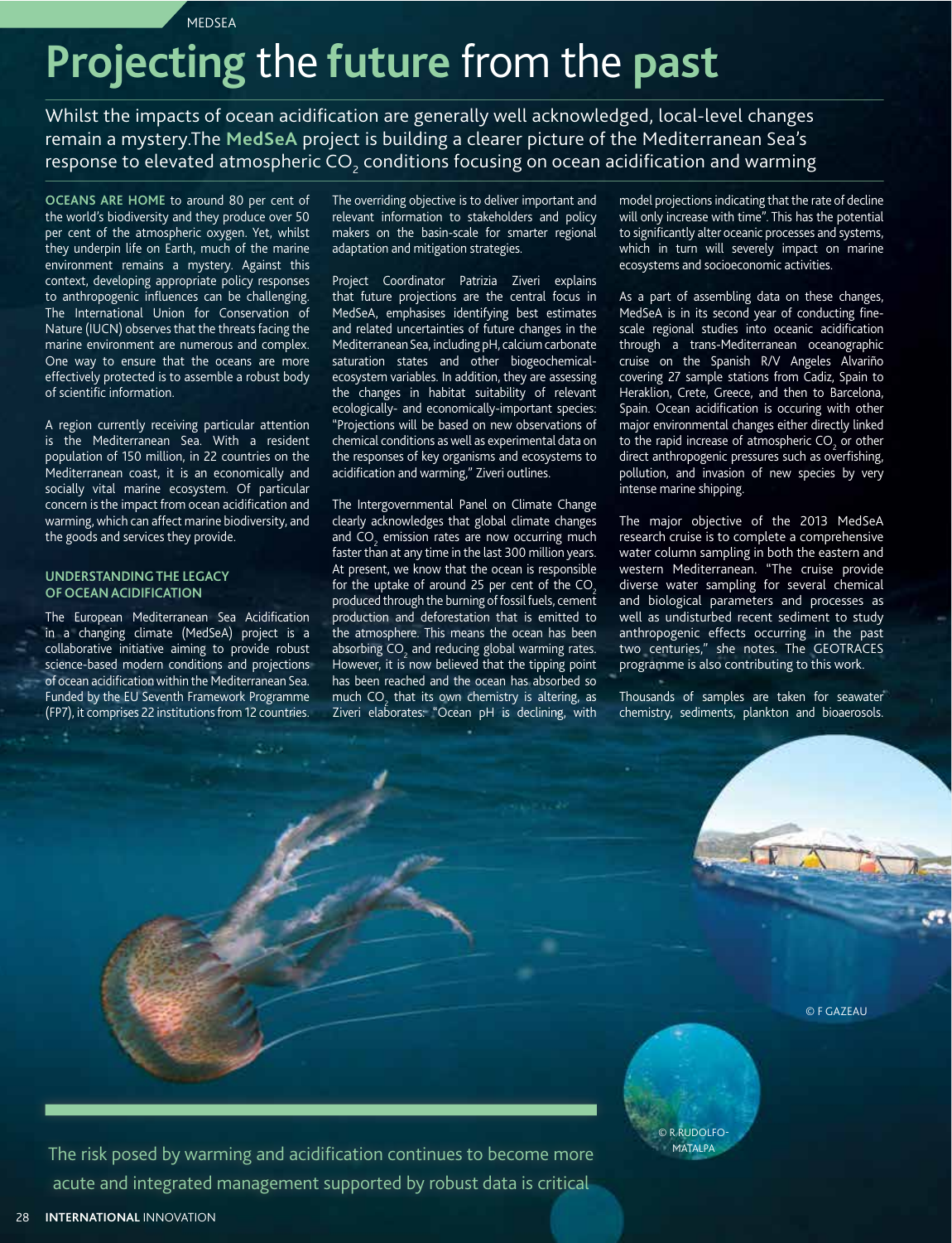MEDSEA

# Projecting the future from the past

Whilst the impacts of ocean acidification are generally well acknowledged, local-level changes remain a mystery.The **MedSeA** project is building a clearer picture of the Mediterranean Sea's response to elevated atmospheric $CO_2$ conditions focusing on ocean acidification and warming

**OCEANS ARE HOME** to around 80 per cent of the world's biodiversity and they produce over 50 per cent of the atmospheric oxygen. Yet, whilst they underpin life on Earth, much of the marine environment remains a mystery. Against this context, developing appropriate policy responses to anthropogenic influences can be challenging. The International Union for Conservation of Nature (IUCN) observes that the threats facing the marine environment are numerous and complex. One way to ensure that the oceans are more effectively protected is to assemble a robust body of scientific information.

A region currently receiving particular attention is the Mediterranean Sea. With a resident population of 150 million, in 22 countries on the Mediterranean coast, it is an economically and socially vital marine ecosystem. Of particular concern is the impact from ocean acidification and warming, which can affect marine biodiversity, and the goods and services they provide.

## UNDERSTANDING THE LEGACY OF OCEAN ACIDIFICATION

The European Mediterranean Sea Acidification in a changing climate (MedSeA) project is a collaborative initiative aiming to provide robust science-based modern conditions and projections of ocean acidification within the Mediterranean Sea. Funded by the EU Seventh Framework Programme (FP7), it comprises 22 institutions from 12 countries. The overriding objective is to deliver important and relevant information to stakeholders and policy makers on the basin-scale for smarter regional adaptation and mitigation strategies.

Project Coordinator Patrizia Ziveri explains that future projections are the central focus in MedSeA, emphasises identifying best estimates and related uncertainties of future changes in the Mediterranean Sea, including pH, calcium carbonate saturation states and other biogeochemical-ecosystem variables. In addition, they are assessing the changes in habitat suitability of relevant ecologically- and economically-important species: "Projections will be based on new observations of chemical conditions as well as experimental data on the responses of key organisms and ecosystems to acidification and warming," Ziveri outlines.

The Intergovernmental Panel on Climate Change clearly acknowledges that global climate changes and $CO_2$ emission rates are now occurring much faster than at any time in the last 300 million years. At present, we know that the ocean is responsible for the uptake of around 25 per cent of the $CO_2$ produced through the burning of fossil fuels, cement production and deforestation that is emitted to the atmosphere. This means the ocean has been absorbing $CO_2$ and reducing global warming rates. However, it is now believed that the tipping point has been reached and the ocean has absorbed so much $CO_2$ that its own chemistry is altering, as Ziveri elaborates: "Ocean pH is declining, with model projections indicating that the rate of decline will only increase with time". This has the potential to significantly alter oceanic processes and systems, which in turn will severely impact on marine ecosystems and socioeconomic activities.

As a part of assembling data on these changes, MedSeA is in its second year of conducting fine-scale regional studies into oceanic acidification through a trans-Mediterranean oceanographic cruise on the Spanish R/V Angeles Alvariño covering 27 sample stations from Cadiz, Spain to Heraklion, Crete, Greece, and then to Barcelona, Spain. Ocean acidification is occuring with other major environmental changes either directly linked to the rapid increase of atmospheric $CO_2$ or other direct anthropogenic pressures such as overfishing, pollution, and invasion of new species by very intense marine shipping.

The major objective of the 2013 MedSeA research cruise is to complete a comprehensive water column sampling in both the eastern and western Mediterranean. "The cruise provide diverse water sampling for several chemical and biological parameters and processes as well as undisturbed recent sediment to study anthropogenic effects occurring in the past two centuries," she notes. The GEOTRACES programme is also contributing to this work.

Thousands of samples are taken for seawater chemistry, sediments, plankton and bioaerosols.

© F GAZEAU

© R RUDOLFO-MATALPA

The risk posed by warming and acidification continues to become more acute and integrated management supported by robust data is critical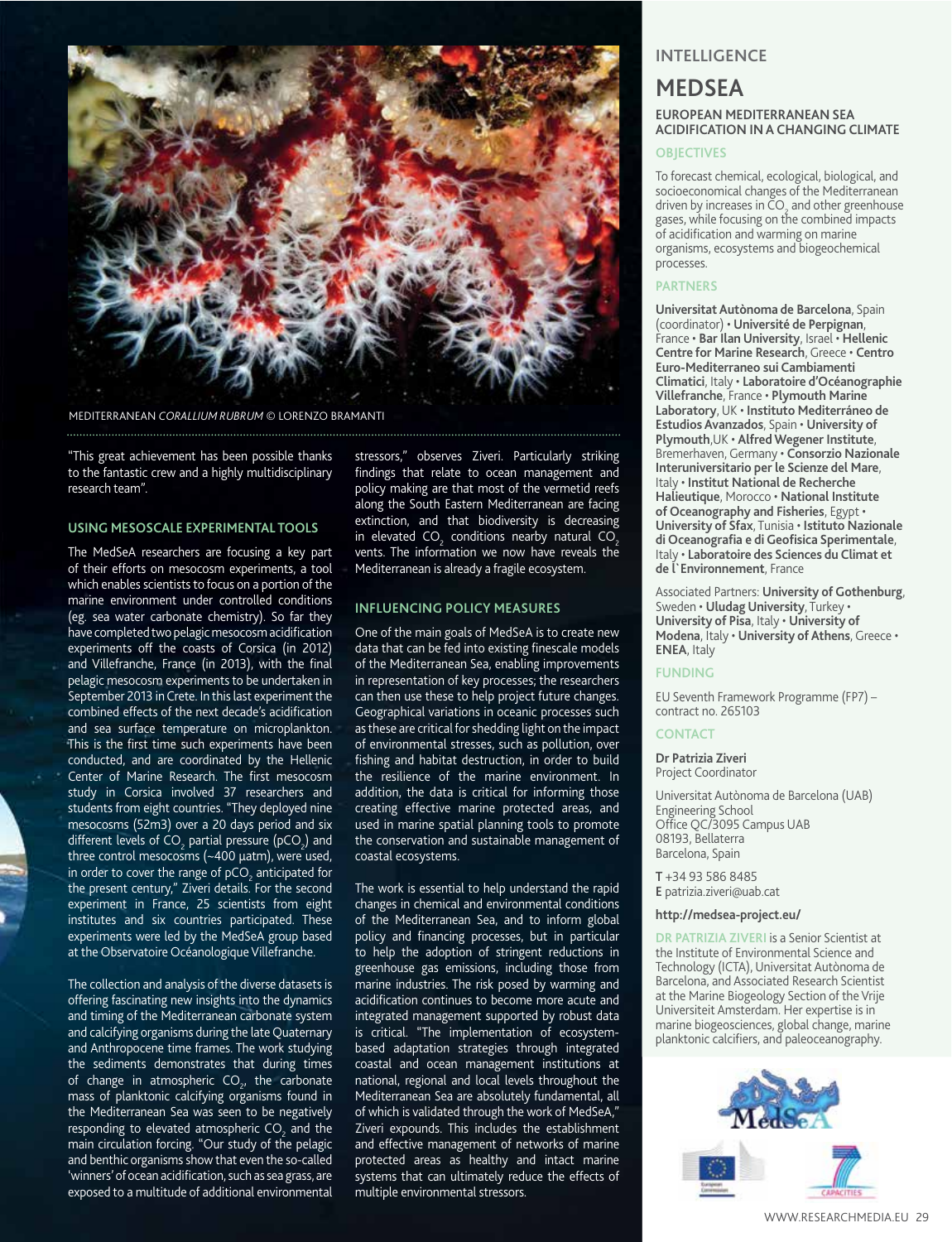MEDITERRANEAN *CORALLIUM RUBRUM* © LORENZO BRAMANTI

"This great achievement has been possible thanks to the fantastic crew and a highly multidisciplinary research team".

### USING MESOSCALE EXPERIMENTAL TOOLS

The MedSeA researchers are focusing a key part of their efforts on mesocosm experiments, a tool which enables scientists to focus on a portion of the marine environment under controlled conditions (eg. sea water carbonate chemistry). So far they have completed two pelagic mesocosm acidification experiments off the coasts of Corsica (in 2012) and Villefranche, France (in 2013), with the final pelagic mesocosm experiments to be undertaken in September 2013 in Crete. In this last experiment the combined effects of the next decade's acidification and sea surface temperature on microplankton. This is the first time such experiments have been conducted, and are coordinated by the Hellenic Center of Marine Research. The first mesocosm study in Corsica involved 37 researchers and students from eight countries. "They deployed nine mesocosms (52m3) over a 20 days period and six different levels of $CO_2$ partial pressure ($pCO_2$) and three control mesocosms (~400 µatm), were used, in order to cover the range of $pCO_2$ anticipated for the present century," Ziveri details. For the second experiment in France, 25 scientists from eight institutes and six countries participated. These experiments were led by the MedSeA group based at the Observatoire Océanologique Villefranche.

The collection and analysis of the diverse datasets is offering fascinating new insights into the dynamics and timing of the Mediterranean carbonate system and calcifying organisms during the late Quaternary and Anthropocene time frames. The work studying the sediments demonstrates that during times of change in atmospheric $CO_2$, the carbonate mass of planktonic calcifying organisms found in the Mediterranean Sea was seen to be negatively responding to elevated atmospheric $CO_2$ and the main circulation forcing. "Our study of the pelagic and benthic organisms show that even the so-called 'winners' of ocean acidification, such as sea grass, are exposed to a multitude of additional environmental stressors," observes Ziveri. Particularly striking findings that relate to ocean management and policy making are that most of the vermetid reefs along the South Eastern Mediterranean are facing extinction, and that biodiversity is decreasing in elevated $CO_2$ conditions nearby natural $CO_2$ vents. The information we now have reveals the Mediterranean is already a fragile ecosystem.

### INFLUENCING POLICY MEASURES

One of the main goals of MedSeA is to create new data that can be fed into existing finescale models of the Mediterranean Sea, enabling improvements in representation of key processes; the researchers can then use these to help project future changes. Geographical variations in oceanic processes such as these are critical for shedding light on the impact of environmental stresses, such as pollution, over fishing and habitat destruction, in order to build the resilience of the marine environment. In addition, the data is critical for informing those creating effective marine protected areas, and used in marine spatial planning tools to promote the conservation and sustainable management of coastal ecosystems.

The work is essential to help understand the rapid changes in chemical and environmental conditions of the Mediterranean Sea, and to inform global policy and financing processes, but in particular to help the adoption of stringent reductions in greenhouse gas emissions, including those from marine industries. The risk posed by warming and acidification continues to become more acute and integrated management supported by robust data is critical. "The implementation of ecosystem-based adaptation strategies through integrated coastal and ocean management institutions at national, regional and local levels throughout the Mediterranean Sea are absolutely fundamental, all of which is validated through the work of MedSeA," Ziveri expounds. This includes the establishment and effective management of networks of marine protected areas as healthy and intact marine systems that can ultimately reduce the effects of multiple environmental stressors.

## INTELLIGENCE

# MEDSEA

### EUROPEAN MEDITERRANEAN SEA ACIDIFICATION IN A CHANGING CLIMATE

#### OBJECTIVES

To forecast chemical, ecological, biological, and socioeconomical changes of the Mediterranean driven by increases in $CO_2$ and other greenhouse gases, while focusing on the combined impacts of acidification and warming on marine organisms, ecosystems and biogeochemical processes.

#### PARTNERS

**Universitat Autònoma de Barcelona**, Spain (coordinator) • **Université de Perpignan**, France • **Bar Ilan University**, Israel • **Hellenic Centre for Marine Research**, Greece • **Centro Euro-Mediterraneo sui Cambiamenti Climatici**, Italy • **Laboratoire d'Océanographie Villefranche**, France • **Plymouth Marine Laboratory**, UK • **Instituto Mediterráneo de Estudios Avanzados**, Spain • **University of Plymouth**, UK • **Alfred Wegener Institute**, Bremerhaven, Germany • **Consorzio Nazionale Interuniversitario per le Scienze del Mare**, Italy • **Institut National de Recherche Halieutique**, Morocco • **National Institute of Oceanography and Fisheries**, Egypt • **University of Sfax**, Tunisia • **Istituto Nazionale di Oceanografia e di Geofisica Sperimentale**, Italy • **Laboratoire des Sciences du Climat et de l`Environnement**, France

Associated Partners: **University of Gothenburg**, Sweden • **Uludag University**, Turkey • **University of Pisa**, Italy • **University of Modena**, Italy • **University of Athens**, Greece • **ENEA**, Italy

#### FUNDING

EU Seventh Framework Programme (FP7) – contract no. 265103

#### CONTACT

**Dr Patrizia Ziveri**
Project Coordinator

Universitat Autònoma de Barcelona (UAB)
Engineering School
Office QC/3095 Campus UAB
08193, Bellaterra
Barcelona, Spain

**T** +34 93 586 8485
**E** patrizia.ziveri@uab.cat

**http://medsea-project.eu/**

DR PATRIZIA ZIVERI is a Senior Scientist at the Institute of Environmental Science and Technology (ICTA), Universitat Autònoma de Barcelona, and Associated Research Scientist at the Marine Biogeology Section of the Vrije Universiteit Amsterdam. Her expertise is in marine biogeosciences, global change, marine planktonic calcifiers, and paleoceanography.